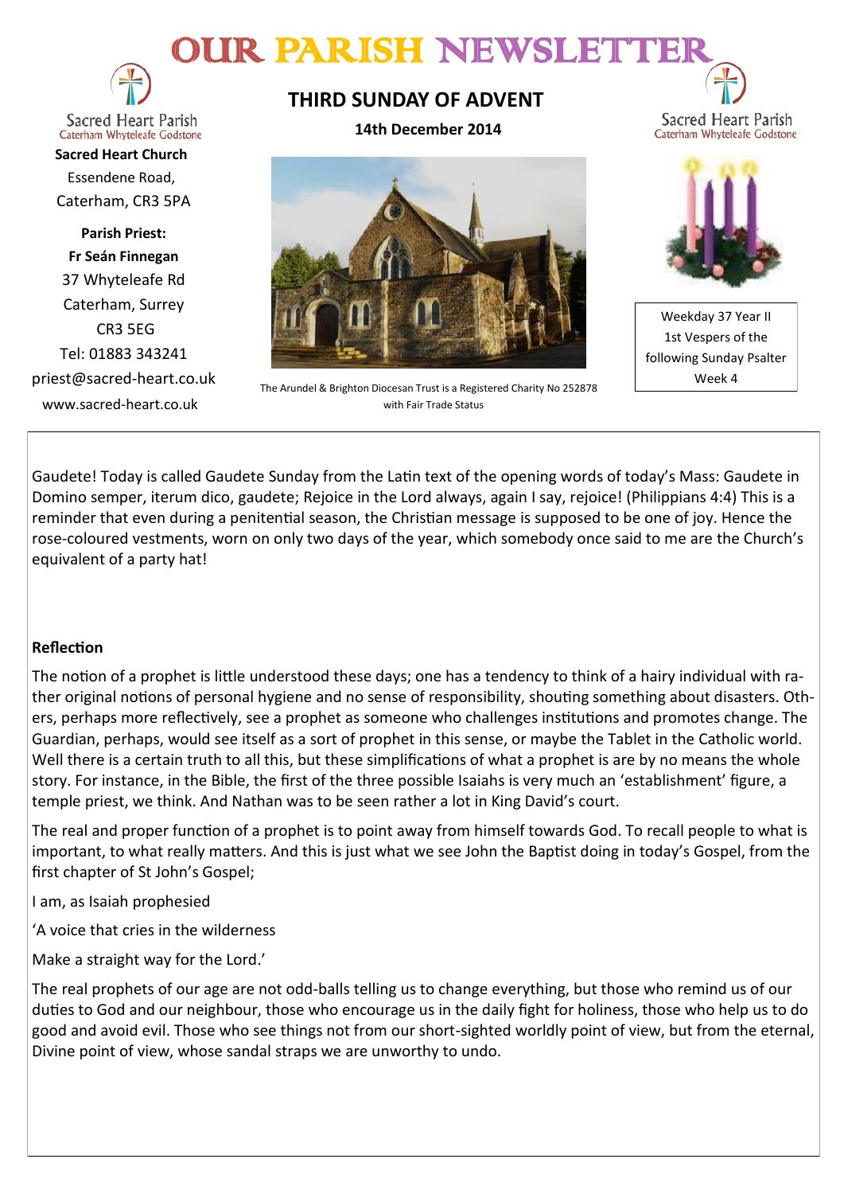# OUR PARISH NEWSLETTER

Sacred Heart Parish
Caterham Whyteleafe Godstone

**Sacred Heart Church**
Essendene Road,
Caterham, CR3 5PA

**Parish Priest:**
**Fr Seán Finnegan**
37 Whyteleafe Rd
Caterham, Surrey
CR3 5EG
Tel: 01883 343241
priest@sacred-heart.co.uk
www.sacred-heart.co.uk

## THIRD SUNDAY OF ADVENT

**14th December 2014**

The Arundel & Brighton Diocesan Trust is a Registered Charity No 252878 with Fair Trade Status

Sacred Heart Parish
Caterham Whyteleafe Godstone

Weekday 37 Year II
1st Vespers of the following Sunday Psalter Week 4

Gaudete! Today is called Gaudete Sunday from the Latin text of the opening words of today's Mass: Gaudete in Domino semper, iterum dico, gaudete; Rejoice in the Lord always, again I say, rejoice! (Philippians 4:4) This is a reminder that even during a penitential season, the Christian message is supposed to be one of joy. Hence the rose-coloured vestments, worn on only two days of the year, which somebody once said to me are the Church's equivalent of a party hat!

**Reflection**

The notion of a prophet is little understood these days; one has a tendency to think of a hairy individual with rather original notions of personal hygiene and no sense of responsibility, shouting something about disasters. Others, perhaps more reflectively, see a prophet as someone who challenges institutions and promotes change. The Guardian, perhaps, would see itself as a sort of prophet in this sense, or maybe the Tablet in the Catholic world. Well there is a certain truth to all this, but these simplifications of what a prophet is are by no means the whole story. For instance, in the Bible, the first of the three possible Isaiahs is very much an 'establishment' figure, a temple priest, we think. And Nathan was to be seen rather a lot in King David's court.

The real and proper function of a prophet is to point away from himself towards God. To recall people to what is important, to what really matters. And this is just what we see John the Baptist doing in today's Gospel, from the first chapter of St John's Gospel;

I am, as Isaiah prophesied

'A voice that cries in the wilderness

Make a straight way for the Lord.'

The real prophets of our age are not odd-balls telling us to change everything, but those who remind us of our duties to God and our neighbour, those who encourage us in the daily fight for holiness, those who help us to do good and avoid evil. Those who see things not from our short-sighted worldly point of view, but from the eternal, Divine point of view, whose sandal straps we are unworthy to undo.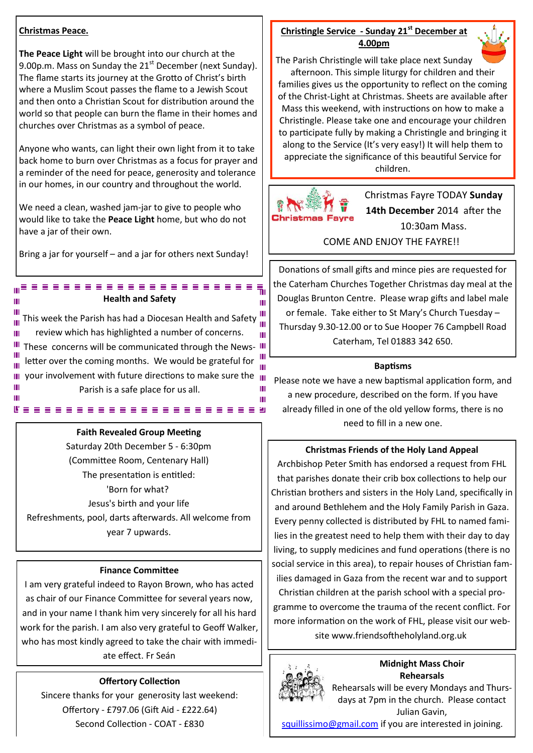## Christmas Peace.

**The Peace Light** will be brought into our church at the 9.00p.m. Mass on Sunday the 21st December (next Sunday). The flame starts its journey at the Grotto of Christ's birth where a Muslim Scout passes the flame to a Jewish Scout and then onto a Christian Scout for distribution around the world so that people can burn the flame in their homes and churches over Christmas as a symbol of peace.

Anyone who wants, can light their own light from it to take back home to burn over Christmas as a focus for prayer and a reminder of the need for peace, generosity and tolerance in our homes, in our country and throughout the world.

We need a clean, washed jam-jar to give to people who would like to take the **Peace Light** home, but who do not have a jar of their own.

Bring a jar for yourself – and a jar for others next Sunday!

### Health and Safety

This week the Parish has had a Diocesan Health and Safety review which has highlighted a number of concerns. These concerns will be communicated through the News-letter over the coming months. We would be grateful for your involvement with future directions to make sure the Parish is a safe place for us all.

### Faith Revealed Group Meeting

Saturday 20th December 5 - 6:30pm
(Committee Room, Centenary Hall)
The presentation is entitled:
'Born for what?
Jesus's birth and your life
Refreshments, pool, darts afterwards. All welcome from year 7 upwards.

### Finance Committee

I am very grateful indeed to Rayon Brown, who has acted as chair of our Finance Committee for several years now, and in your name I thank him very sincerely for all his hard work for the parish. I am also very grateful to Geoff Walker, who has most kindly agreed to take the chair with immediate effect. Fr Seán

### Offertory Collection

Sincere thanks for your generosity last weekend:
Offertory - £797.06 (Gift Aid - £222.64)
Second Collection - COAT - £830

## Christingle Service - Sunday 21st December at 4.00pm

The Parish Christingle will take place next Sunday afternoon. This simple liturgy for children and their families gives us the opportunity to reflect on the coming of the Christ-Light at Christmas. Sheets are available after Mass this weekend, with instructions on how to make a Christingle. Please take one and encourage your children to participate fully by making a Christingle and bringing it along to the Service (It's very easy!) It will help them to appreciate the significance of this beautiful Service for children.

Christmas Fayre

Christmas Fayre TODAY **Sunday 14th December** 2014 after the 10:30am Mass.

COME AND ENJOY THE FAYRE!!

Donations of small gifts and mince pies are requested for the Caterham Churches Together Christmas day meal at the Douglas Brunton Centre. Please wrap gifts and label male or female. Take either to St Mary's Church Tuesday – Thursday 9.30-12.00 or to Sue Hooper 76 Campbell Road Caterham, Tel 01883 342 650.

### Baptisms

Please note we have a new baptismal application form, and a new procedure, described on the form. If you have already filled in one of the old yellow forms, there is no need to fill in a new one.

### Christmas Friends of the Holy Land Appeal

Archbishop Peter Smith has endorsed a request from FHL that parishes donate their crib box collections to help our Christian brothers and sisters in the Holy Land, specifically in and around Bethlehem and the Holy Family Parish in Gaza. Every penny collected is distributed by FHL to named families in the greatest need to help them with their day to day living, to supply medicines and fund operations (there is no social service in this area), to repair houses of Christian families damaged in Gaza from the recent war and to support Christian children at the parish school with a special programme to overcome the trauma of the recent conflict. For more information on the work of FHL, please visit our website www.friendsoftheholyland.org.uk

### Midnight Mass Choir Rehearsals

Rehearsals will be every Mondays and Thursdays at 7pm in the church. Please contact Julian Gavin, squillissimo@gmail.com if you are interested in joining.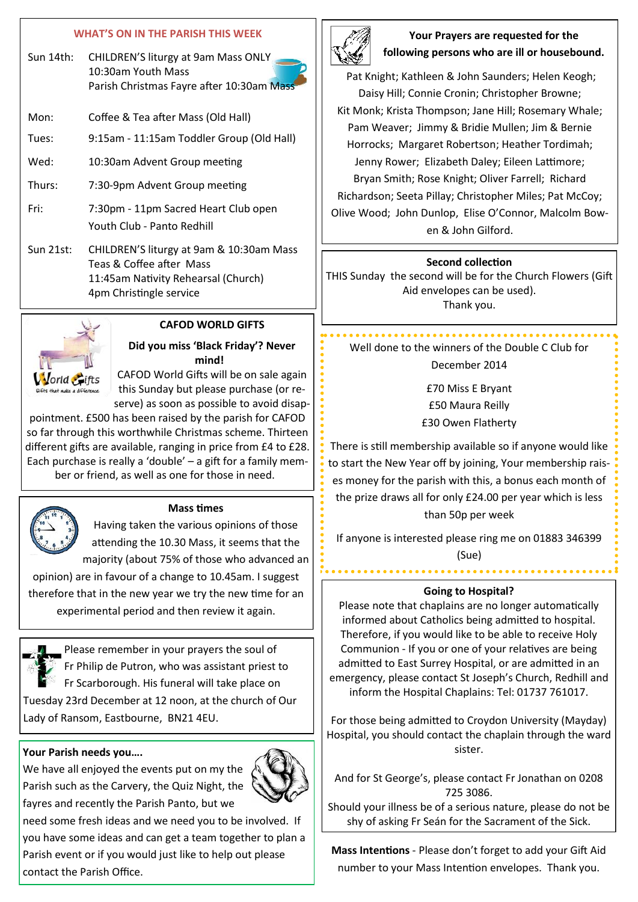## WHAT'S ON IN THE PARISH THIS WEEK

| | |
|---|---|
| Sun 14th: | CHILDREN'S liturgy at 9am Mass ONLY<br>10:30am Youth Mass<br>Parish Christmas Fayre after 10:30am Mass |
| Mon: | Coffee & Tea after Mass (Old Hall) |
| Tues: | 9:15am - 11:15am Toddler Group (Old Hall) |
| Wed: | 10:30am Advent Group meeting |
| Thurs: | 7:30-9pm Advent Group meeting |
| Fri: | 7:30pm - 11pm Sacred Heart Club open<br>Youth Club - Panto Redhill |
| Sun 21st: | CHILDREN'S liturgy at 9am & 10:30am Mass<br>Teas & Coffee after Mass<br>11:45am Nativity Rehearsal (Church)<br>4pm Christingle service |

### CAFOD WORLD GIFTS

**Did you miss 'Black Friday'? Never mind!**

CAFOD World Gifts will be on sale again this Sunday but please purchase (or reserve) as soon as possible to avoid disappointment. £500 has been raised by the parish for CAFOD so far through this worthwhile Christmas scheme. Thirteen different gifts are available, ranging in price from £4 to £28. Each purchase is really a 'double' – a gift for a family member or friend, as well as one for those in need.

### Mass times

Having taken the various opinions of those attending the 10.30 Mass, it seems that the majority (about 75% of those who advanced an opinion) are in favour of a change to 10.45am. I suggest therefore that in the new year we try the new time for an experimental period and then review it again.

Please remember in your prayers the soul of Fr Philip de Putron, who was assistant priest to Fr Scarborough. His funeral will take place on Tuesday 23rd December at 12 noon, at the church of Our Lady of Ransom, Eastbourne, BN21 4EU.

**Your Parish needs you….**

We have all enjoyed the events put on my the Parish such as the Carvery, the Quiz Night, the fayres and recently the Parish Panto, but we need some fresh ideas and we need you to be involved. If you have some ideas and can get a team together to plan a Parish event or if you would just like to help out please contact the Parish Office.

### Your Prayers are requested for the following persons who are ill or housebound.

Pat Knight; Kathleen & John Saunders; Helen Keogh; Daisy Hill; Connie Cronin; Christopher Browne; Kit Monk; Krista Thompson; Jane Hill; Rosemary Whale; Pam Weaver; Jimmy & Bridie Mullen; Jim & Bernie Horrocks; Margaret Robertson; Heather Tordimah; Jenny Rower; Elizabeth Daley; Eileen Lattimore; Bryan Smith; Rose Knight; Oliver Farrell; Richard Richardson; Seeta Pillay; Christopher Miles; Pat McCoy; Olive Wood; John Dunlop, Elise O'Connor, Malcolm Bowen & John Gilford.

### Second collection

THIS Sunday the second will be for the Church Flowers (Gift Aid envelopes can be used).
Thank you.

Well done to the winners of the Double C Club for December 2014

£70 Miss E Bryant
£50 Maura Reilly
£30 Owen Flatherty

There is still membership available so if anyone would like to start the New Year off by joining, Your membership raises money for the parish with this, a bonus each month of the prize draws all for only £24.00 per year which is less than 50p per week

If anyone is interested please ring me on 01883 346399 (Sue)

### Going to Hospital?

Please note that chaplains are no longer automatically informed about Catholics being admitted to hospital. Therefore, if you would like to be able to receive Holy Communion - If you or one of your relatives are being admitted to East Surrey Hospital, or are admitted in an emergency, please contact St Joseph's Church, Redhill and inform the Hospital Chaplains: Tel: 01737 761017.

For those being admitted to Croydon University (Mayday) Hospital, you should contact the chaplain through the ward sister.

And for St George's, please contact Fr Jonathan on 0208 725 3086.
Should your illness be of a serious nature, please do not be shy of asking Fr Seán for the Sacrament of the Sick.

**Mass Intentions** - Please don't forget to add your Gift Aid number to your Mass Intention envelopes. Thank you.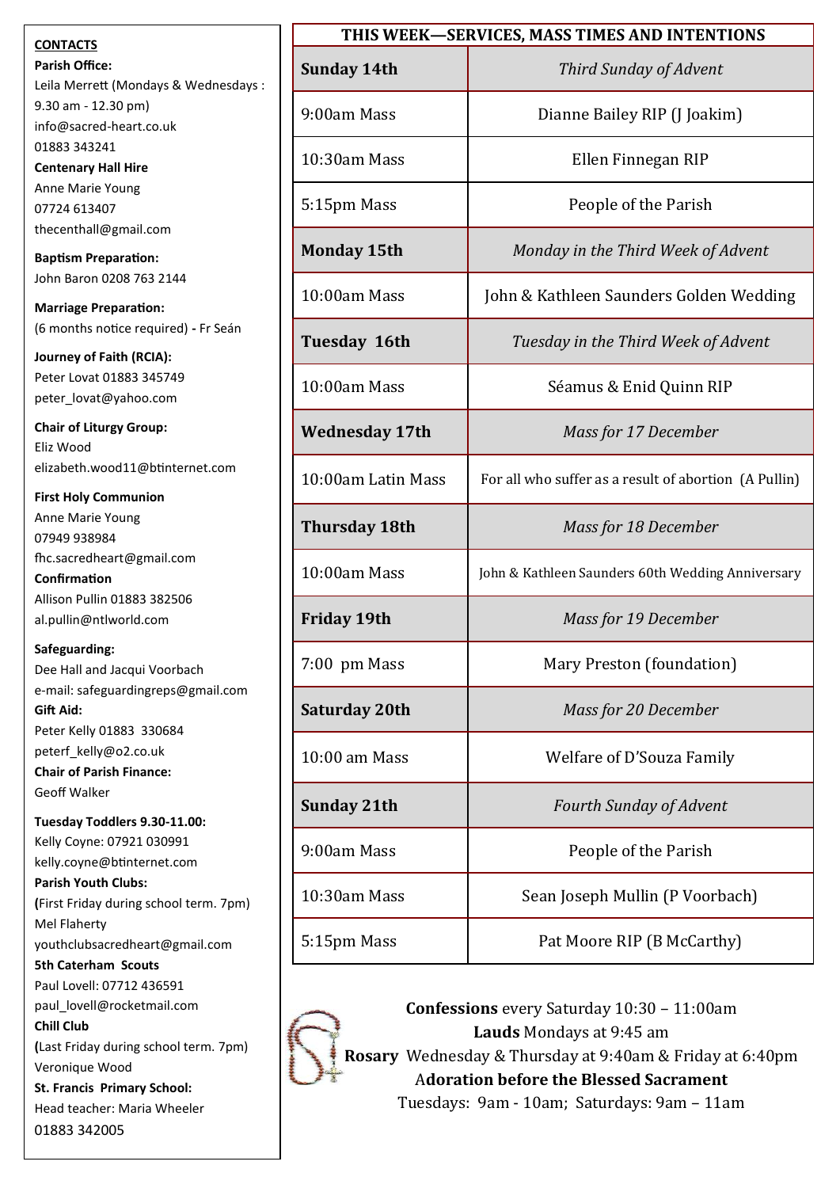**CONTACTS**

**Parish Office:**
Leila Merrett (Mondays & Wednesdays : 9.30 am - 12.30 pm)
info@sacred-heart.co.uk
01883 343241

**Centenary Hall Hire**
Anne Marie Young
07724 613407
thecenthall@gmail.com

**Baptism Preparation:**
John Baron 0208 763 2144

**Marriage Preparation:**
(6 months notice required) **-** Fr Seán

**Journey of Faith (RCIA):**
Peter Lovat 01883 345749
peter_lovat@yahoo.com

**Chair of Liturgy Group:**
Eliz Wood
elizabeth.wood11@btinternet.com

**First Holy Communion**
Anne Marie Young
07949 938984
fhc.sacredheart@gmail.com

**Confirmation**
Allison Pullin 01883 382506
al.pullin@ntlworld.com

**Safeguarding:**
Dee Hall and Jacqui Voorbach
e-mail: safeguardingreps@gmail.com

**Gift Aid:**
Peter Kelly 01883 330684
peterf_kelly@o2.co.uk

**Chair of Parish Finance:**
Geoff Walker

**Tuesday Toddlers 9.30-11.00:**
Kelly Coyne: 07921 030991
kelly.coyne@btinternet.com

**Parish Youth Clubs:**
**(**First Friday during school term. 7pm)
Mel Flaherty
youthclubsacredheart@gmail.com

**5th Caterham Scouts**
Paul Lovell: 07712 436591
paul_lovell@rocketmail.com

**Chill Club**
**(**Last Friday during school term. 7pm)
Veronique Wood

**St. Francis Primary School:**
Head teacher: Maria Wheeler
01883 342005

| THIS WEEK—SERVICES, MASS TIMES AND INTENTIONS | |
|---|---|
| **Sunday 14th** | *Third Sunday of Advent* |
| 9:00am Mass | Dianne Bailey RIP (J Joakim) |
| 10:30am Mass | Ellen Finnegan RIP |
| 5:15pm Mass | People of the Parish |
| **Monday 15th** | *Monday in the Third Week of Advent* |
| 10:00am Mass | John & Kathleen Saunders Golden Wedding |
| **Tuesday 16th** | *Tuesday in the Third Week of Advent* |
| 10:00am Mass | Séamus & Enid Quinn RIP |
| **Wednesday 17th** | *Mass for 17 December* |
| 10:00am Latin Mass | For all who suffer as a result of abortion (A Pullin) |
| **Thursday 18th** | *Mass for 18 December* |
| 10:00am Mass | John & Kathleen Saunders 60th Wedding Anniversary |
| **Friday 19th** | *Mass for 19 December* |
| 7:00 pm Mass | Mary Preston (foundation) |
| **Saturday 20th** | *Mass for 20 December* |
| 10:00 am Mass | Welfare of D'Souza Family |
| **Sunday 21th** | *Fourth Sunday of Advent* |
| 9:00am Mass | People of the Parish |
| 10:30am Mass | Sean Joseph Mullin (P Voorbach) |
| 5:15pm Mass | Pat Moore RIP (B McCarthy) |

**Confessions** every Saturday 10:30 – 11:00am
**Lauds** Mondays at 9:45 am
**Rosary** Wednesday & Thursday at 9:40am & Friday at 6:40pm
**Adoration before the Blessed Sacrament**
Tuesdays: 9am - 10am; Saturdays: 9am – 11am